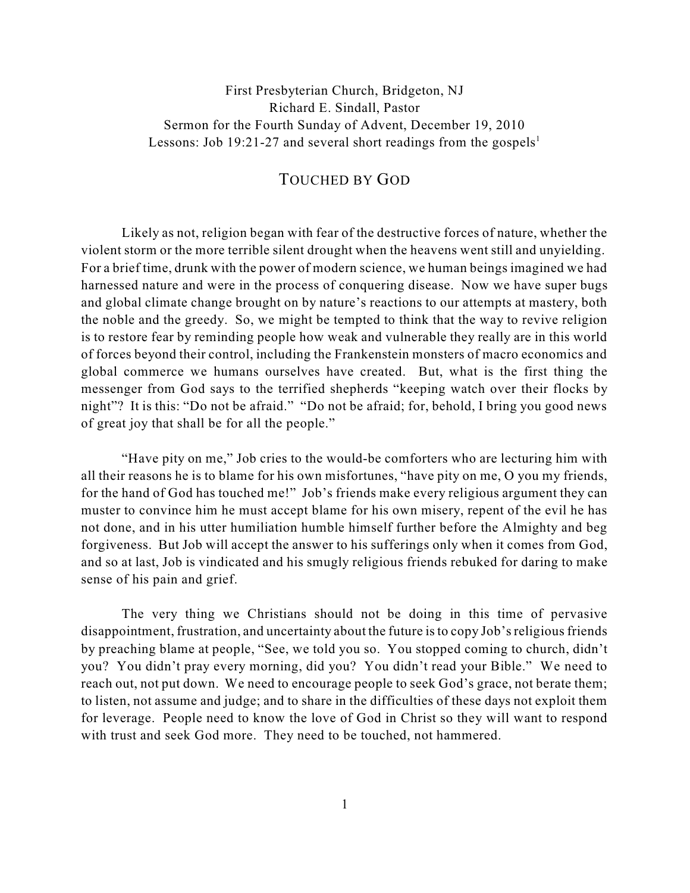First Presbyterian Church, Bridgeton, NJ
Richard E. Sindall, Pastor
Sermon for the Fourth Sunday of Advent, December 19, 2010
Lessons: Job 19:21-27 and several short readings from the gospels[1]

# TOUCHED BY GOD

Likely as not, religion began with fear of the destructive forces of nature, whether the violent storm or the more terrible silent drought when the heavens went still and unyielding. For a brief time, drunk with the power of modern science, we human beings imagined we had harnessed nature and were in the process of conquering disease. Now we have super bugs and global climate change brought on by nature's reactions to our attempts at mastery, both the noble and the greedy. So, we might be tempted to think that the way to revive religion is to restore fear by reminding people how weak and vulnerable they really are in this world of forces beyond their control, including the Frankenstein monsters of macro economics and global commerce we humans ourselves have created. But, what is the first thing the messenger from God says to the terrified shepherds "keeping watch over their flocks by night"? It is this: "Do not be afraid." "Do not be afraid; for, behold, I bring you good news of great joy that shall be for all the people."

"Have pity on me," Job cries to the would-be comforters who are lecturing him with all their reasons he is to blame for his own misfortunes, "have pity on me, O you my friends, for the hand of God has touched me!" Job's friends make every religious argument they can muster to convince him he must accept blame for his own misery, repent of the evil he has not done, and in his utter humiliation humble himself further before the Almighty and beg forgiveness. But Job will accept the answer to his sufferings only when it comes from God, and so at last, Job is vindicated and his smugly religious friends rebuked for daring to make sense of his pain and grief.

The very thing we Christians should not be doing in this time of pervasive disappointment, frustration, and uncertainty about the future is to copy Job's religious friends by preaching blame at people, "See, we told you so. You stopped coming to church, didn't you? You didn't pray every morning, did you? You didn't read your Bible." We need to reach out, not put down. We need to encourage people to seek God's grace, not berate them; to listen, not assume and judge; and to share in the difficulties of these days not exploit them for leverage. People need to know the love of God in Christ so they will want to respond with trust and seek God more. They need to be touched, not hammered.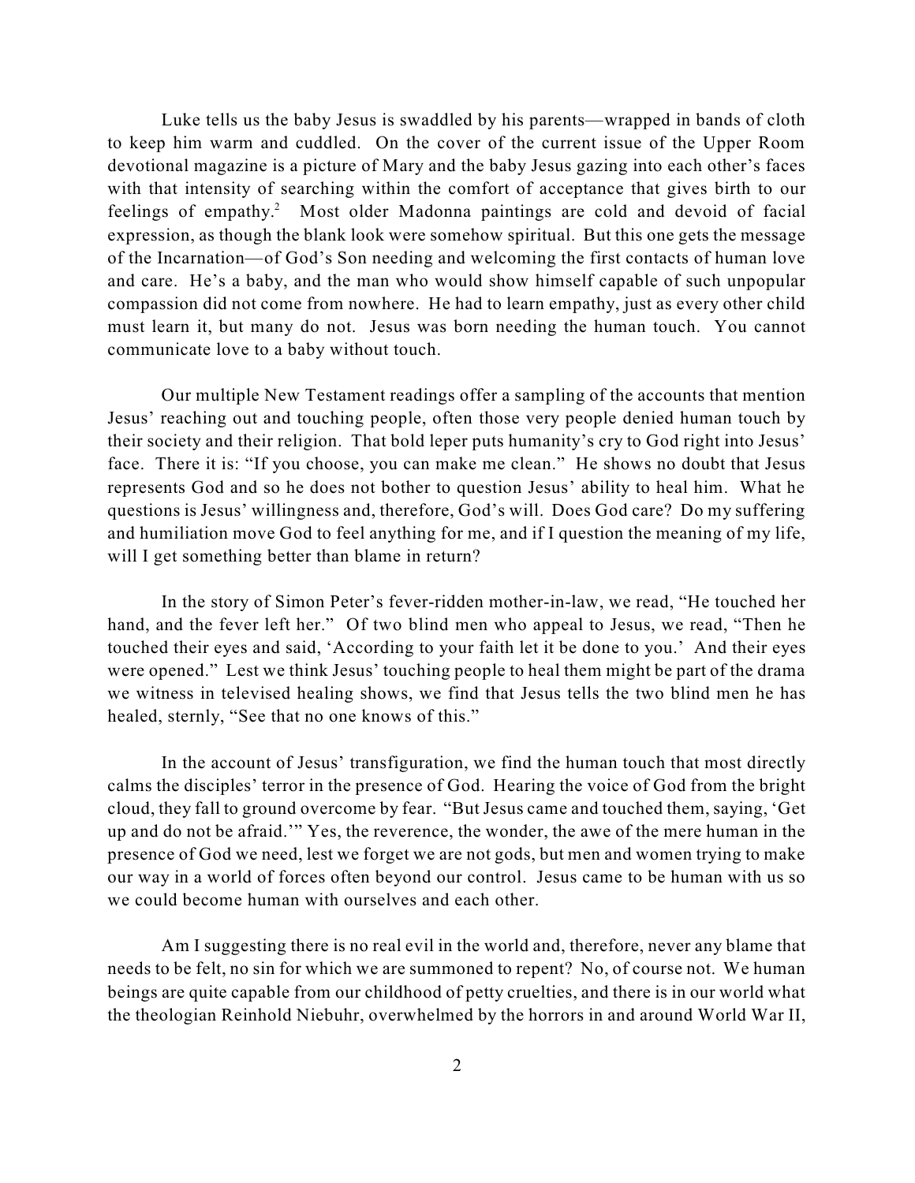Luke tells us the baby Jesus is swaddled by his parents—wrapped in bands of cloth to keep him warm and cuddled. On the cover of the current issue of the Upper Room devotional magazine is a picture of Mary and the baby Jesus gazing into each other's faces with that intensity of searching within the comfort of acceptance that gives birth to our feelings of empathy.[2] Most older Madonna paintings are cold and devoid of facial expression, as though the blank look were somehow spiritual. But this one gets the message of the Incarnation—of God's Son needing and welcoming the first contacts of human love and care. He's a baby, and the man who would show himself capable of such unpopular compassion did not come from nowhere. He had to learn empathy, just as every other child must learn it, but many do not. Jesus was born needing the human touch. You cannot communicate love to a baby without touch.

Our multiple New Testament readings offer a sampling of the accounts that mention Jesus' reaching out and touching people, often those very people denied human touch by their society and their religion. That bold leper puts humanity's cry to God right into Jesus' face. There it is: "If you choose, you can make me clean." He shows no doubt that Jesus represents God and so he does not bother to question Jesus' ability to heal him. What he questions is Jesus' willingness and, therefore, God's will. Does God care? Do my suffering and humiliation move God to feel anything for me, and if I question the meaning of my life, will I get something better than blame in return?

In the story of Simon Peter's fever-ridden mother-in-law, we read, "He touched her hand, and the fever left her." Of two blind men who appeal to Jesus, we read, "Then he touched their eyes and said, 'According to your faith let it be done to you.' And their eyes were opened." Lest we think Jesus' touching people to heal them might be part of the drama we witness in televised healing shows, we find that Jesus tells the two blind men he has healed, sternly, "See that no one knows of this."

In the account of Jesus' transfiguration, we find the human touch that most directly calms the disciples' terror in the presence of God. Hearing the voice of God from the bright cloud, they fall to ground overcome by fear. "But Jesus came and touched them, saying, 'Get up and do not be afraid.'" Yes, the reverence, the wonder, the awe of the mere human in the presence of God we need, lest we forget we are not gods, but men and women trying to make our way in a world of forces often beyond our control. Jesus came to be human with us so we could become human with ourselves and each other.

Am I suggesting there is no real evil in the world and, therefore, never any blame that needs to be felt, no sin for which we are summoned to repent? No, of course not. We human beings are quite capable from our childhood of petty cruelties, and there is in our world what the theologian Reinhold Niebuhr, overwhelmed by the horrors in and around World War II,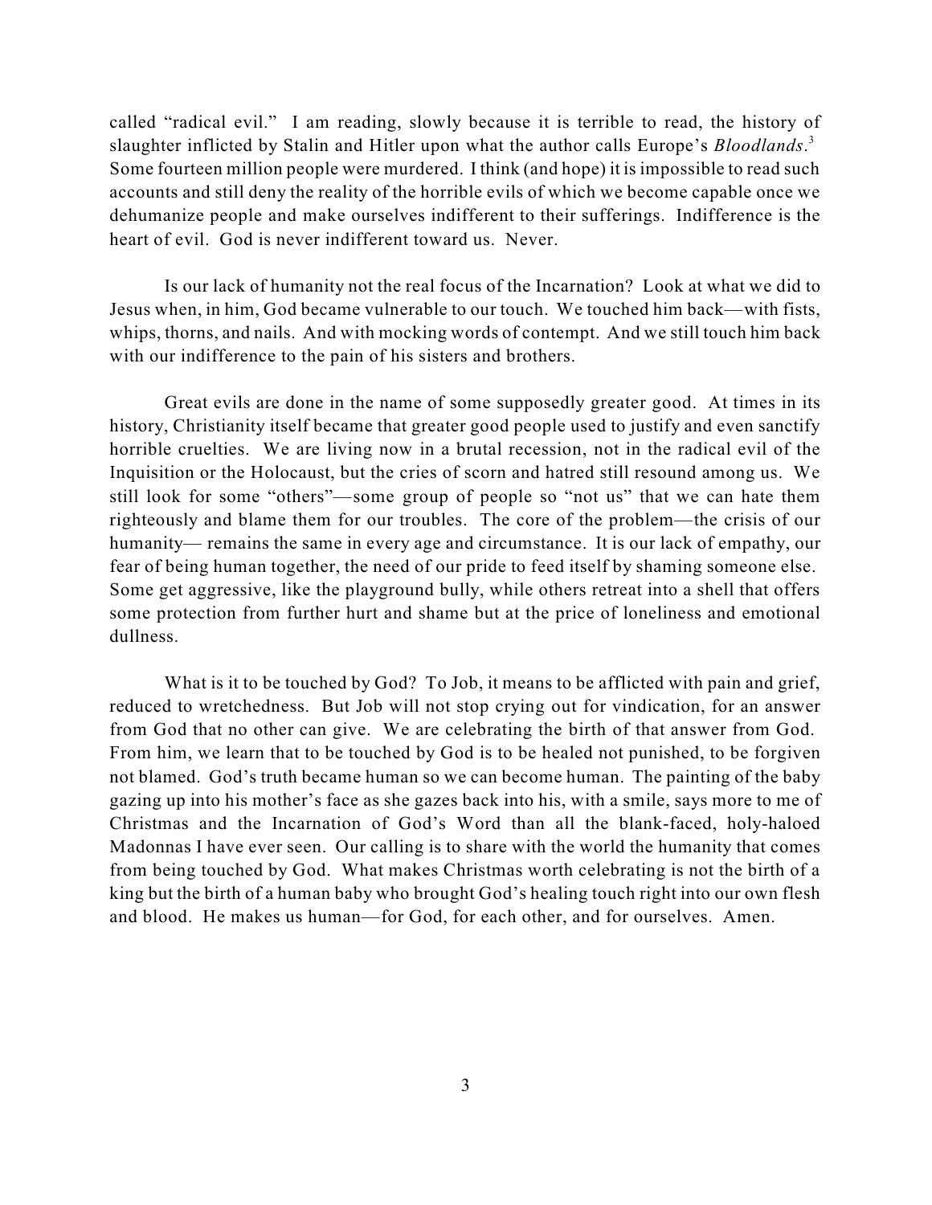called "radical evil." I am reading, slowly because it is terrible to read, the history of slaughter inflicted by Stalin and Hitler upon what the author calls Europe's *Bloodlands*.[3] Some fourteen million people were murdered. I think (and hope) it is impossible to read such accounts and still deny the reality of the horrible evils of which we become capable once we dehumanize people and make ourselves indifferent to their sufferings. Indifference is the heart of evil. God is never indifferent toward us. Never.

Is our lack of humanity not the real focus of the Incarnation? Look at what we did to Jesus when, in him, God became vulnerable to our touch. We touched him back—with fists, whips, thorns, and nails. And with mocking words of contempt. And we still touch him back with our indifference to the pain of his sisters and brothers.

Great evils are done in the name of some supposedly greater good. At times in its history, Christianity itself became that greater good people used to justify and even sanctify horrible cruelties. We are living now in a brutal recession, not in the radical evil of the Inquisition or the Holocaust, but the cries of scorn and hatred still resound among us. We still look for some "others"—some group of people so "not us" that we can hate them righteously and blame them for our troubles. The core of the problem—the crisis of our humanity— remains the same in every age and circumstance. It is our lack of empathy, our fear of being human together, the need of our pride to feed itself by shaming someone else. Some get aggressive, like the playground bully, while others retreat into a shell that offers some protection from further hurt and shame but at the price of loneliness and emotional dullness.

What is it to be touched by God? To Job, it means to be afflicted with pain and grief, reduced to wretchedness. But Job will not stop crying out for vindication, for an answer from God that no other can give. We are celebrating the birth of that answer from God. From him, we learn that to be touched by God is to be healed not punished, to be forgiven not blamed. God's truth became human so we can become human. The painting of the baby gazing up into his mother's face as she gazes back into his, with a smile, says more to me of Christmas and the Incarnation of God's Word than all the blank-faced, holy-haloed Madonnas I have ever seen. Our calling is to share with the world the humanity that comes from being touched by God. What makes Christmas worth celebrating is not the birth of a king but the birth of a human baby who brought God's healing touch right into our own flesh and blood. He makes us human—for God, for each other, and for ourselves. Amen.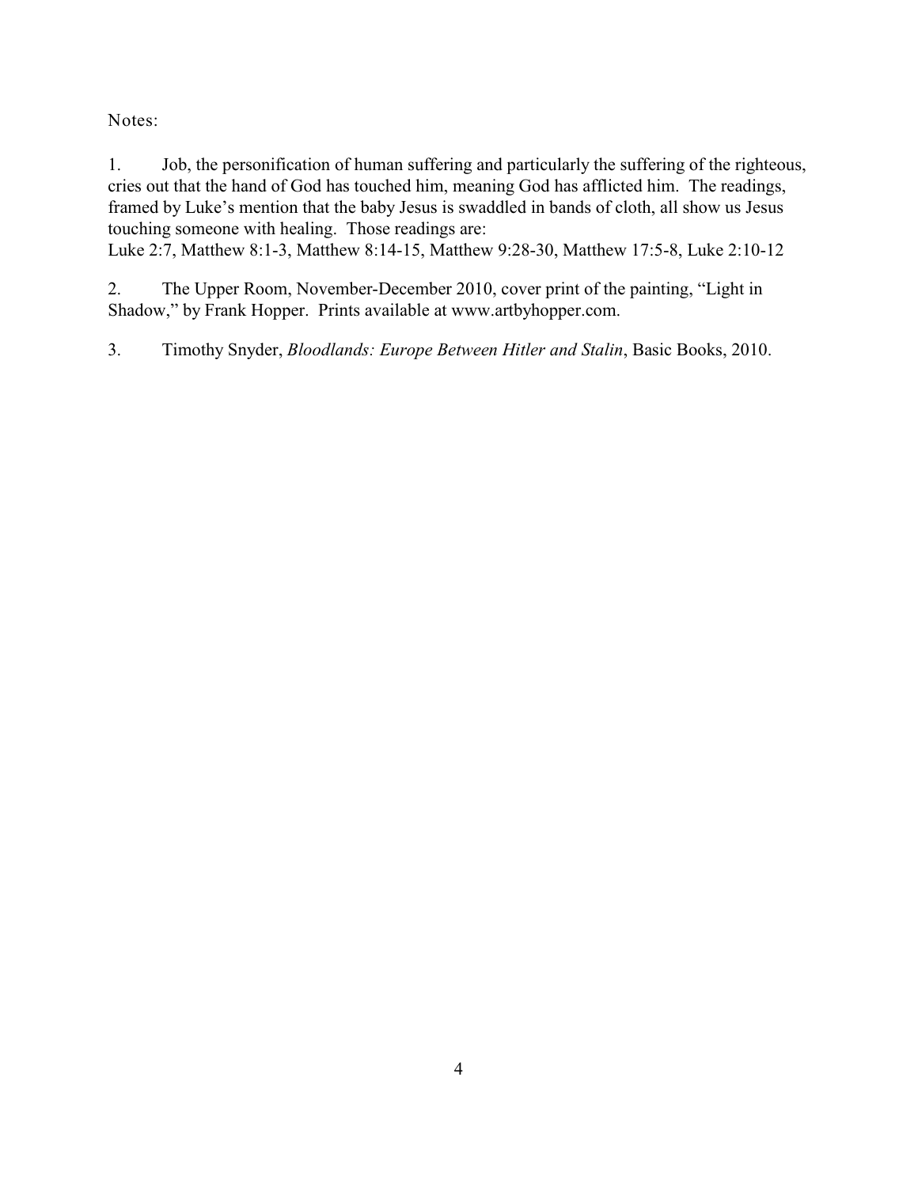Notes:

1. Job, the personification of human suffering and particularly the suffering of the righteous, cries out that the hand of God has touched him, meaning God has afflicted him. The readings, framed by Luke's mention that the baby Jesus is swaddled in bands of cloth, all show us Jesus touching someone with healing. Those readings are:
Luke 2:7, Matthew 8:1-3, Matthew 8:14-15, Matthew 9:28-30, Matthew 17:5-8, Luke 2:10-12

2. The Upper Room, November-December 2010, cover print of the painting, "Light in Shadow," by Frank Hopper. Prints available at www.artbyhopper.com.

3. Timothy Snyder, *Bloodlands: Europe Between Hitler and Stalin*, Basic Books, 2010.